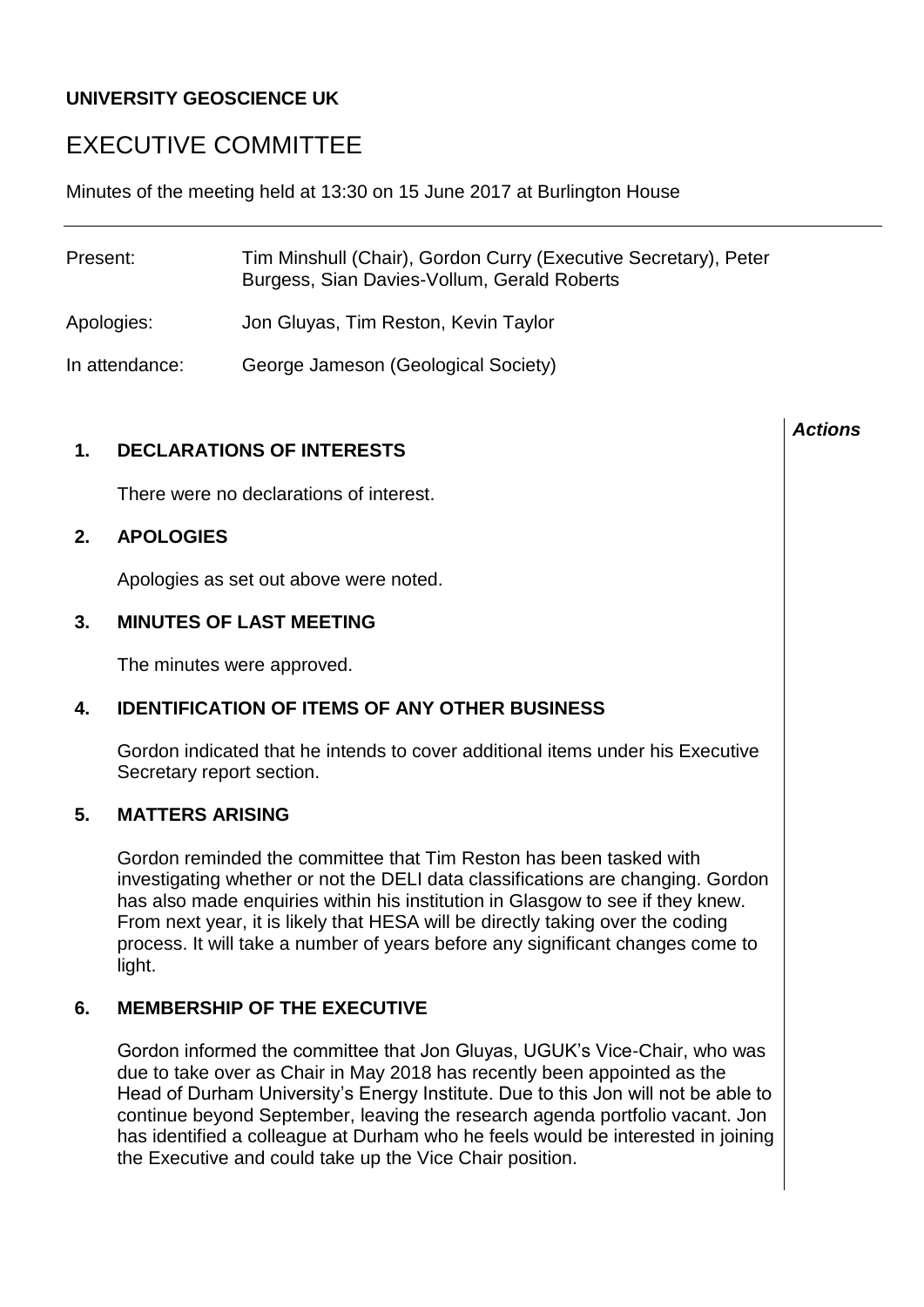**UNIVERSITY GEOSCIENCE UK**

# EXECUTIVE COMMITTEE

Minutes of the meeting held at 13:30 on 15 June 2017 at Burlington House

| | |
|---|---|
| Present: | Tim Minshull (Chair), Gordon Curry (Executive Secretary), Peter Burgess, Sian Davies-Vollum, Gerald Roberts |
| Apologies: | Jon Gluyas, Tim Reston, Kevin Taylor |
| In attendance: | George Jameson (Geological Society) |

***Actions***

## 1. DECLARATIONS OF INTERESTS

There were no declarations of interest.

## 2. APOLOGIES

Apologies as set out above were noted.

## 3. MINUTES OF LAST MEETING

The minutes were approved.

## 4. IDENTIFICATION OF ITEMS OF ANY OTHER BUSINESS

Gordon indicated that he intends to cover additional items under his Executive Secretary report section.

## 5. MATTERS ARISING

Gordon reminded the committee that Tim Reston has been tasked with investigating whether or not the DELI data classifications are changing. Gordon has also made enquiries within his institution in Glasgow to see if they knew. From next year, it is likely that HESA will be directly taking over the coding process. It will take a number of years before any significant changes come to light.

## 6. MEMBERSHIP OF THE EXECUTIVE

Gordon informed the committee that Jon Gluyas, UGUK's Vice-Chair, who was due to take over as Chair in May 2018 has recently been appointed as the Head of Durham University's Energy Institute. Due to this Jon will not be able to continue beyond September, leaving the research agenda portfolio vacant. Jon has identified a colleague at Durham who he feels would be interested in joining the Executive and could take up the Vice Chair position.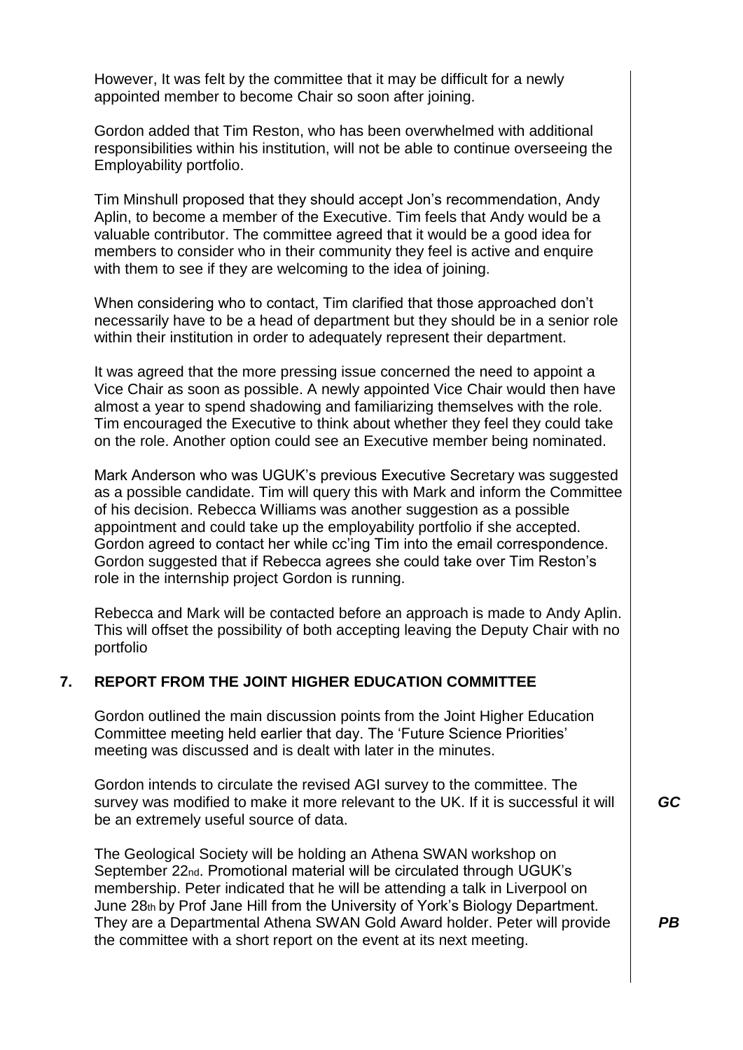However, It was felt by the committee that it may be difficult for a newly appointed member to become Chair so soon after joining.

Gordon added that Tim Reston, who has been overwhelmed with additional responsibilities within his institution, will not be able to continue overseeing the Employability portfolio.

Tim Minshull proposed that they should accept Jon's recommendation, Andy Aplin, to become a member of the Executive. Tim feels that Andy would be a valuable contributor. The committee agreed that it would be a good idea for members to consider who in their community they feel is active and enquire with them to see if they are welcoming to the idea of joining.

When considering who to contact, Tim clarified that those approached don't necessarily have to be a head of department but they should be in a senior role within their institution in order to adequately represent their department.

It was agreed that the more pressing issue concerned the need to appoint a Vice Chair as soon as possible. A newly appointed Vice Chair would then have almost a year to spend shadowing and familiarizing themselves with the role. Tim encouraged the Executive to think about whether they feel they could take on the role. Another option could see an Executive member being nominated.

Mark Anderson who was UGUK's previous Executive Secretary was suggested as a possible candidate. Tim will query this with Mark and inform the Committee of his decision. Rebecca Williams was another suggestion as a possible appointment and could take up the employability portfolio if she accepted. Gordon agreed to contact her while cc'ing Tim into the email correspondence. Gordon suggested that if Rebecca agrees she could take over Tim Reston's role in the internship project Gordon is running.

Rebecca and Mark will be contacted before an approach is made to Andy Aplin. This will offset the possibility of both accepting leaving the Deputy Chair with no portfolio

## 7. REPORT FROM THE JOINT HIGHER EDUCATION COMMITTEE

Gordon outlined the main discussion points from the Joint Higher Education Committee meeting held earlier that day. The 'Future Science Priorities' meeting was discussed and is dealt with later in the minutes.

Gordon intends to circulate the revised AGI survey to the committee. The survey was modified to make it more relevant to the UK. If it is successful it will be an extremely useful source of data. ***GC***

The Geological Society will be holding an Athena SWAN workshop on September 22nd. Promotional material will be circulated through UGUK's membership. Peter indicated that he will be attending a talk in Liverpool on June 28th by Prof Jane Hill from the University of York's Biology Department. They are a Departmental Athena SWAN Gold Award holder. Peter will provide the committee with a short report on the event at its next meeting. ***PB***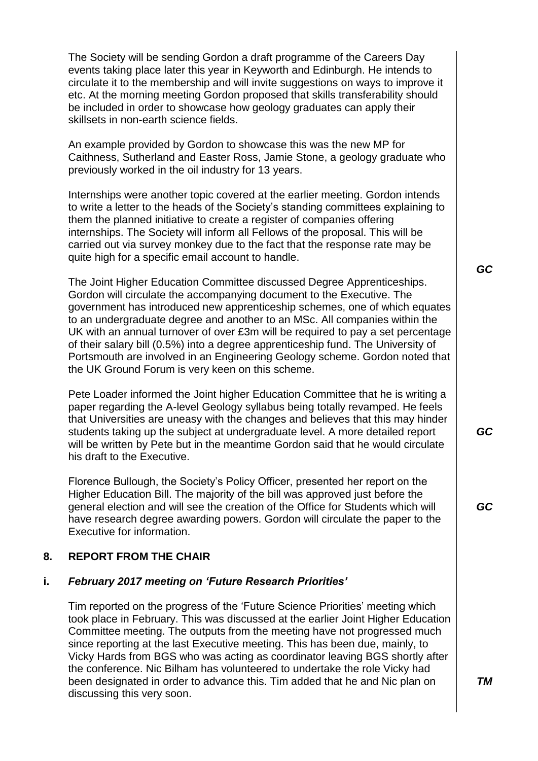The Society will be sending Gordon a draft programme of the Careers Day events taking place later this year in Keyworth and Edinburgh. He intends to circulate it to the membership and will invite suggestions on ways to improve it etc. At the morning meeting Gordon proposed that skills transferability should be included in order to showcase how geology graduates can apply their skillsets in non-earth science fields.

An example provided by Gordon to showcase this was the new MP for Caithness, Sutherland and Easter Ross, Jamie Stone, a geology graduate who previously worked in the oil industry for 13 years.

Internships were another topic covered at the earlier meeting. Gordon intends to write a letter to the heads of the Society's standing committees explaining to them the planned initiative to create a register of companies offering internships. The Society will inform all Fellows of the proposal. This will be carried out via survey monkey due to the fact that the response rate may be quite high for a specific email account to handle. ***GC***

The Joint Higher Education Committee discussed Degree Apprenticeships. Gordon will circulate the accompanying document to the Executive. The government has introduced new apprenticeship schemes, one of which equates to an undergraduate degree and another to an MSc. All companies within the UK with an annual turnover of over £3m will be required to pay a set percentage of their salary bill (0.5%) into a degree apprenticeship fund. The University of Portsmouth are involved in an Engineering Geology scheme. Gordon noted that the UK Ground Forum is very keen on this scheme.

Pete Loader informed the Joint higher Education Committee that he is writing a paper regarding the A-level Geology syllabus being totally revamped. He feels that Universities are uneasy with the changes and believes that this may hinder students taking up the subject at undergraduate level. A more detailed report will be written by Pete but in the meantime Gordon said that he would circulate his draft to the Executive. ***GC***

Florence Bullough, the Society's Policy Officer, presented her report on the Higher Education Bill. The majority of the bill was approved just before the general election and will see the creation of the Office for Students which will have research degree awarding powers. Gordon will circulate the paper to the Executive for information. ***GC***

## 8. REPORT FROM THE CHAIR

### i. *February 2017 meeting on 'Future Research Priorities'*

Tim reported on the progress of the 'Future Science Priorities' meeting which took place in February. This was discussed at the earlier Joint Higher Education Committee meeting. The outputs from the meeting have not progressed much since reporting at the last Executive meeting. This has been due, mainly, to Vicky Hards from BGS who was acting as coordinator leaving BGS shortly after the conference. Nic Bilham has volunteered to undertake the role Vicky had been designated in order to advance this. Tim added that he and Nic plan on discussing this very soon. ***TM***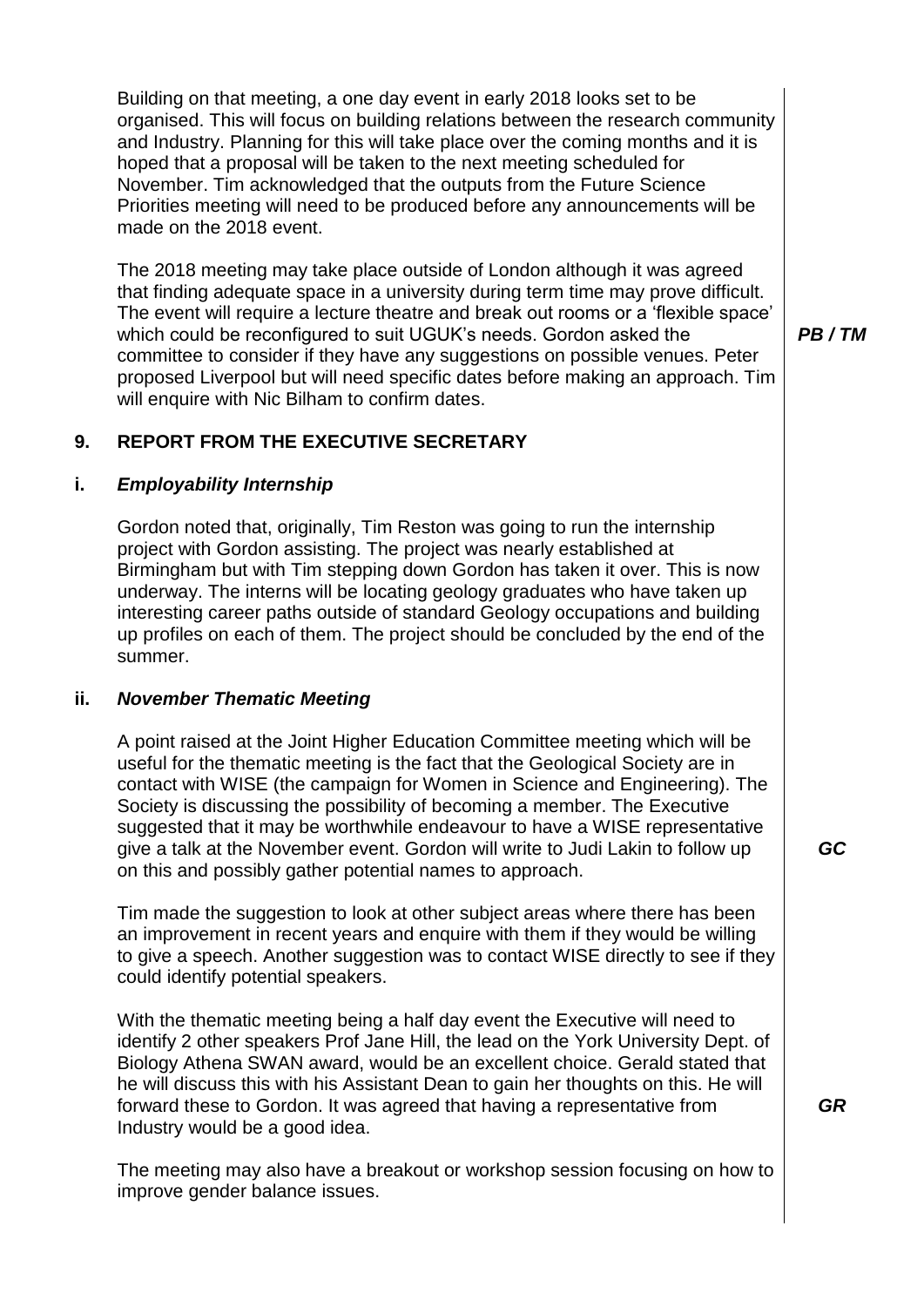Building on that meeting, a one day event in early 2018 looks set to be organised. This will focus on building relations between the research community and Industry. Planning for this will take place over the coming months and it is hoped that a proposal will be taken to the next meeting scheduled for November. Tim acknowledged that the outputs from the Future Science Priorities meeting will need to be produced before any announcements will be made on the 2018 event.

The 2018 meeting may take place outside of London although it was agreed that finding adequate space in a university during term time may prove difficult. The event will require a lecture theatre and break out rooms or a 'flexible space' which could be reconfigured to suit UGUK's needs. Gordon asked the committee to consider if they have any suggestions on possible venues. Peter proposed Liverpool but will need specific dates before making an approach. Tim will enquire with Nic Bilham to confirm dates. ***PB / TM***

## 9. REPORT FROM THE EXECUTIVE SECRETARY

### i. *Employability Internship*

Gordon noted that, originally, Tim Reston was going to run the internship project with Gordon assisting. The project was nearly established at Birmingham but with Tim stepping down Gordon has taken it over. This is now underway. The interns will be locating geology graduates who have taken up interesting career paths outside of standard Geology occupations and building up profiles on each of them. The project should be concluded by the end of the summer.

### ii. *November Thematic Meeting*

A point raised at the Joint Higher Education Committee meeting which will be useful for the thematic meeting is the fact that the Geological Society are in contact with WISE (the campaign for Women in Science and Engineering). The Society is discussing the possibility of becoming a member. The Executive suggested that it may be worthwhile endeavour to have a WISE representative give a talk at the November event. Gordon will write to Judi Lakin to follow up on this and possibly gather potential names to approach. ***GC***

Tim made the suggestion to look at other subject areas where there has been an improvement in recent years and enquire with them if they would be willing to give a speech. Another suggestion was to contact WISE directly to see if they could identify potential speakers.

With the thematic meeting being a half day event the Executive will need to identify 2 other speakers Prof Jane Hill, the lead on the York University Dept. of Biology Athena SWAN award, would be an excellent choice. Gerald stated that he will discuss this with his Assistant Dean to gain her thoughts on this. He will forward these to Gordon. It was agreed that having a representative from Industry would be a good idea. ***GR***

The meeting may also have a breakout or workshop session focusing on how to improve gender balance issues.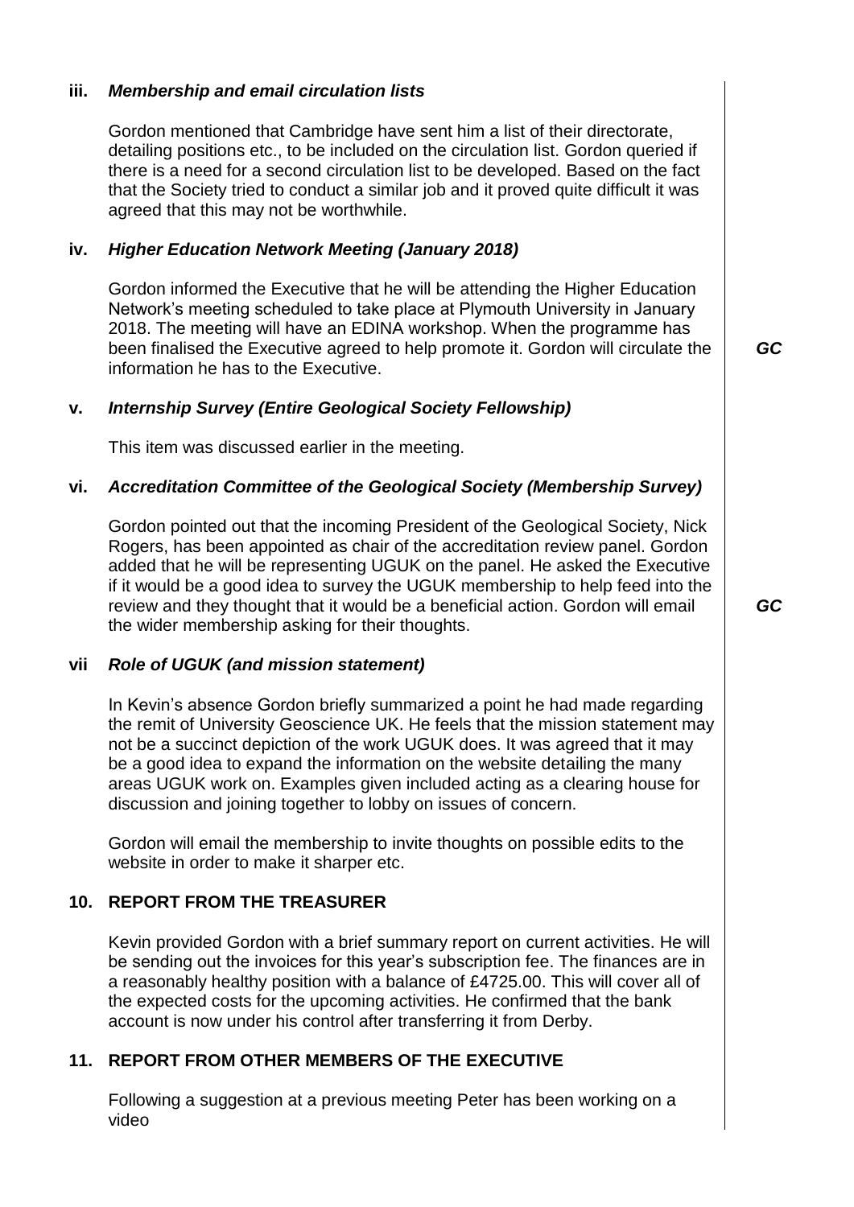### iii. *Membership and email circulation lists*

Gordon mentioned that Cambridge have sent him a list of their directorate, detailing positions etc., to be included on the circulation list. Gordon queried if there is a need for a second circulation list to be developed. Based on the fact that the Society tried to conduct a similar job and it proved quite difficult it was agreed that this may not be worthwhile.

### iv. *Higher Education Network Meeting (January 2018)*

Gordon informed the Executive that he will be attending the Higher Education Network's meeting scheduled to take place at Plymouth University in January 2018. The meeting will have an EDINA workshop. When the programme has been finalised the Executive agreed to help promote it. Gordon will circulate the information he has to the Executive. ***GC***

### v. *Internship Survey (Entire Geological Society Fellowship)*

This item was discussed earlier in the meeting.

### vi. *Accreditation Committee of the Geological Society (Membership Survey)*

Gordon pointed out that the incoming President of the Geological Society, Nick Rogers, has been appointed as chair of the accreditation review panel. Gordon added that he will be representing UGUK on the panel. He asked the Executive if it would be a good idea to survey the UGUK membership to help feed into the review and they thought that it would be a beneficial action. Gordon will email the wider membership asking for their thoughts. ***GC***

### vii *Role of UGUK (and mission statement)*

In Kevin's absence Gordon briefly summarized a point he had made regarding the remit of University Geoscience UK. He feels that the mission statement may not be a succinct depiction of the work UGUK does. It was agreed that it may be a good idea to expand the information on the website detailing the many areas UGUK work on. Examples given included acting as a clearing house for discussion and joining together to lobby on issues of concern.

Gordon will email the membership to invite thoughts on possible edits to the website in order to make it sharper etc.

## 10. REPORT FROM THE TREASURER

Kevin provided Gordon with a brief summary report on current activities. He will be sending out the invoices for this year's subscription fee. The finances are in a reasonably healthy position with a balance of £4725.00. This will cover all of the expected costs for the upcoming activities. He confirmed that the bank account is now under his control after transferring it from Derby.

## 11. REPORT FROM OTHER MEMBERS OF THE EXECUTIVE

Following a suggestion at a previous meeting Peter has been working on a video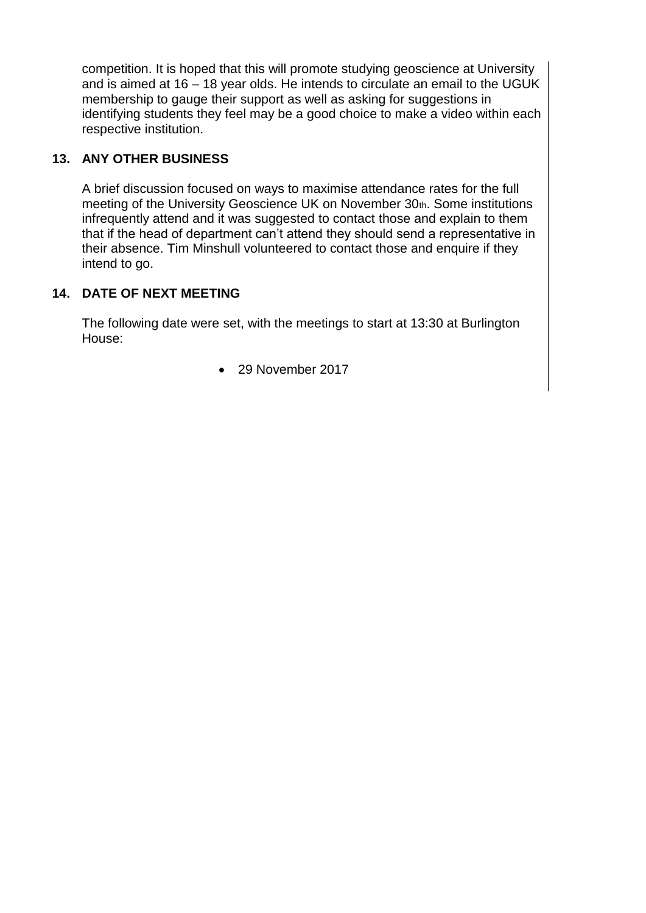competition. It is hoped that this will promote studying geoscience at University and is aimed at 16 – 18 year olds. He intends to circulate an email to the UGUK membership to gauge their support as well as asking for suggestions in identifying students they feel may be a good choice to make a video within each respective institution.

## 13. ANY OTHER BUSINESS

A brief discussion focused on ways to maximise attendance rates for the full meeting of the University Geoscience UK on November 30th. Some institutions infrequently attend and it was suggested to contact those and explain to them that if the head of department can't attend they should send a representative in their absence. Tim Minshull volunteered to contact those and enquire if they intend to go.

## 14. DATE OF NEXT MEETING

The following date were set, with the meetings to start at 13:30 at Burlington House:

- 29 November 2017